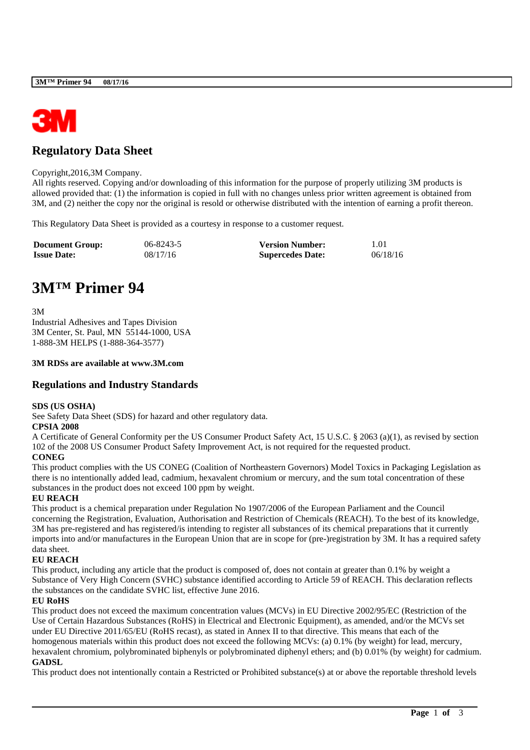## Regulatory Data Sheet

Copyright,2016,3M Company.
All rights reserved. Copying and/or downloading of this information for the purpose of properly utilizing 3M products is allowed provided that: (1) the information is copied in full with no changes unless prior written agreement is obtained from 3M, and (2) neither the copy nor the original is resold or otherwise distributed with the intention of earning a profit thereon.

This Regulatory Data Sheet is provided as a courtesy in response to a customer request.

| | | | |
|---|---|---|---|
| **Document Group:** | 06-8243-5 | **Version Number:** | 1.01 |
| **Issue Date:** | 08/17/16 | **Supercedes Date:** | 06/18/16 |

# 3M™ Primer 94

3M
Industrial Adhesives and Tapes Division
3M Center, St. Paul, MN 55144-1000, USA
1-888-3M HELPS (1-888-364-3577)

**3M RDSs are available at www.3M.com**

## Regulations and Industry Standards

**SDS (US OSHA)**
See Safety Data Sheet (SDS) for hazard and other regulatory data.

**CPSIA 2008**
A Certificate of General Conformity per the US Consumer Product Safety Act, 15 U.S.C. § 2063 (a)(1), as revised by section 102 of the 2008 US Consumer Product Safety Improvement Act, is not required for the requested product.

**CONEG**
This product complies with the US CONEG (Coalition of Northeastern Governors) Model Toxics in Packaging Legislation as there is no intentionally added lead, cadmium, hexavalent chromium or mercury, and the sum total concentration of these substances in the product does not exceed 100 ppm by weight.

**EU REACH**
This product is a chemical preparation under Regulation No 1907/2006 of the European Parliament and the Council concerning the Registration, Evaluation, Authorisation and Restriction of Chemicals (REACH). To the best of its knowledge, 3M has pre-registered and has registered/is intending to register all substances of its chemical preparations that it currently imports into and/or manufactures in the European Union that are in scope for (pre-)registration by 3M. It has a required safety data sheet.

**EU REACH**
This product, including any article that the product is composed of, does not contain at greater than 0.1% by weight a Substance of Very High Concern (SVHC) substance identified according to Article 59 of REACH. This declaration reflects the substances on the candidate SVHC list, effective June 2016.

**EU RoHS**
This product does not exceed the maximum concentration values (MCVs) in EU Directive 2002/95/EC (Restriction of the Use of Certain Hazardous Substances (RoHS) in Electrical and Electronic Equipment), as amended, and/or the MCVs set under EU Directive 2011/65/EU (RoHS recast), as stated in Annex II to that directive. This means that each of the homogenous materials within this product does not exceed the following MCVs: (a) 0.1% (by weight) for lead, mercury, hexavalent chromium, polybrominated biphenyls or polybrominated diphenyl ethers; and (b) 0.01% (by weight) for cadmium.

**GADSL**
This product does not intentionally contain a Restricted or Prohibited substance(s) at or above the reportable threshold levels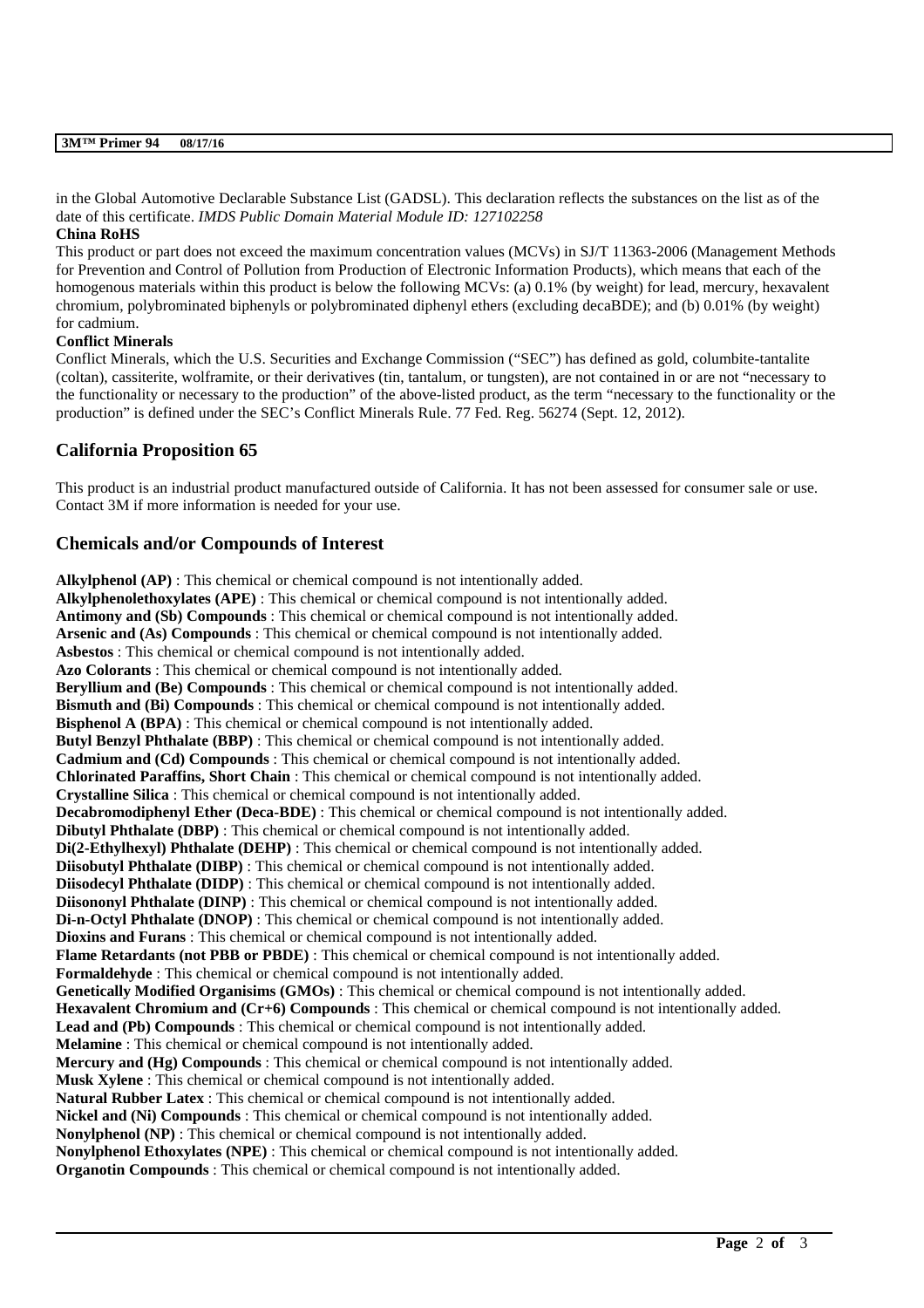in the Global Automotive Declarable Substance List (GADSL). This declaration reflects the substances on the list as of the date of this certificate. *IMDS Public Domain Material Module ID: 127102258*

**China RoHS**

This product or part does not exceed the maximum concentration values (MCVs) in SJ/T 11363-2006 (Management Methods for Prevention and Control of Pollution from Production of Electronic Information Products), which means that each of the homogenous materials within this product is below the following MCVs: (a) 0.1% (by weight) for lead, mercury, hexavalent chromium, polybrominated biphenyls or polybrominated diphenyl ethers (excluding decaBDE); and (b) 0.01% (by weight) for cadmium.

**Conflict Minerals**

Conflict Minerals, which the U.S. Securities and Exchange Commission ("SEC") has defined as gold, columbite-tantalite (coltan), cassiterite, wolframite, or their derivatives (tin, tantalum, or tungsten), are not contained in or are not "necessary to the functionality or necessary to the production" of the above-listed product, as the term "necessary to the functionality or the production" is defined under the SEC's Conflict Minerals Rule. 77 Fed. Reg. 56274 (Sept. 12, 2012).

## California Proposition 65

This product is an industrial product manufactured outside of California. It has not been assessed for consumer sale or use. Contact 3M if more information is needed for your use.

## Chemicals and/or Compounds of Interest

**Alkylphenol (AP)** : This chemical or chemical compound is not intentionally added.
**Alkylphenolethoxylates (APE)** : This chemical or chemical compound is not intentionally added.
**Antimony and (Sb) Compounds** : This chemical or chemical compound is not intentionally added.
**Arsenic and (As) Compounds** : This chemical or chemical compound is not intentionally added.
**Asbestos** : This chemical or chemical compound is not intentionally added.
**Azo Colorants** : This chemical or chemical compound is not intentionally added.
**Beryllium and (Be) Compounds** : This chemical or chemical compound is not intentionally added.
**Bismuth and (Bi) Compounds** : This chemical or chemical compound is not intentionally added.
**Bisphenol A (BPA)** : This chemical or chemical compound is not intentionally added.
**Butyl Benzyl Phthalate (BBP)** : This chemical or chemical compound is not intentionally added.
**Cadmium and (Cd) Compounds** : This chemical or chemical compound is not intentionally added.
**Chlorinated Paraffins, Short Chain** : This chemical or chemical compound is not intentionally added.
**Crystalline Silica** : This chemical or chemical compound is not intentionally added.
**Decabromodiphenyl Ether (Deca-BDE)** : This chemical or chemical compound is not intentionally added.
**Dibutyl Phthalate (DBP)** : This chemical or chemical compound is not intentionally added.
**Di(2-Ethylhexyl) Phthalate (DEHP)** : This chemical or chemical compound is not intentionally added.
**Diisobutyl Phthalate (DIBP)** : This chemical or chemical compound is not intentionally added.
**Diisodecyl Phthalate (DIDP)** : This chemical or chemical compound is not intentionally added.
**Diisononyl Phthalate (DINP)** : This chemical or chemical compound is not intentionally added.
**Di-n-Octyl Phthalate (DNOP)** : This chemical or chemical compound is not intentionally added.
**Dioxins and Furans** : This chemical or chemical compound is not intentionally added.
**Flame Retardants (not PBB or PBDE)** : This chemical or chemical compound is not intentionally added.
**Formaldehyde** : This chemical or chemical compound is not intentionally added.
**Genetically Modified Organisims (GMOs)** : This chemical or chemical compound is not intentionally added.
**Hexavalent Chromium and (Cr+6) Compounds** : This chemical or chemical compound is not intentionally added.
**Lead and (Pb) Compounds** : This chemical or chemical compound is not intentionally added.
**Melamine** : This chemical or chemical compound is not intentionally added.
**Mercury and (Hg) Compounds** : This chemical or chemical compound is not intentionally added.
**Musk Xylene** : This chemical or chemical compound is not intentionally added.
**Natural Rubber Latex** : This chemical or chemical compound is not intentionally added.
**Nickel and (Ni) Compounds** : This chemical or chemical compound is not intentionally added.
**Nonylphenol (NP)** : This chemical or chemical compound is not intentionally added.
**Nonylphenol Ethoxylates (NPE)** : This chemical or chemical compound is not intentionally added.
**Organotin Compounds** : This chemical or chemical compound is not intentionally added.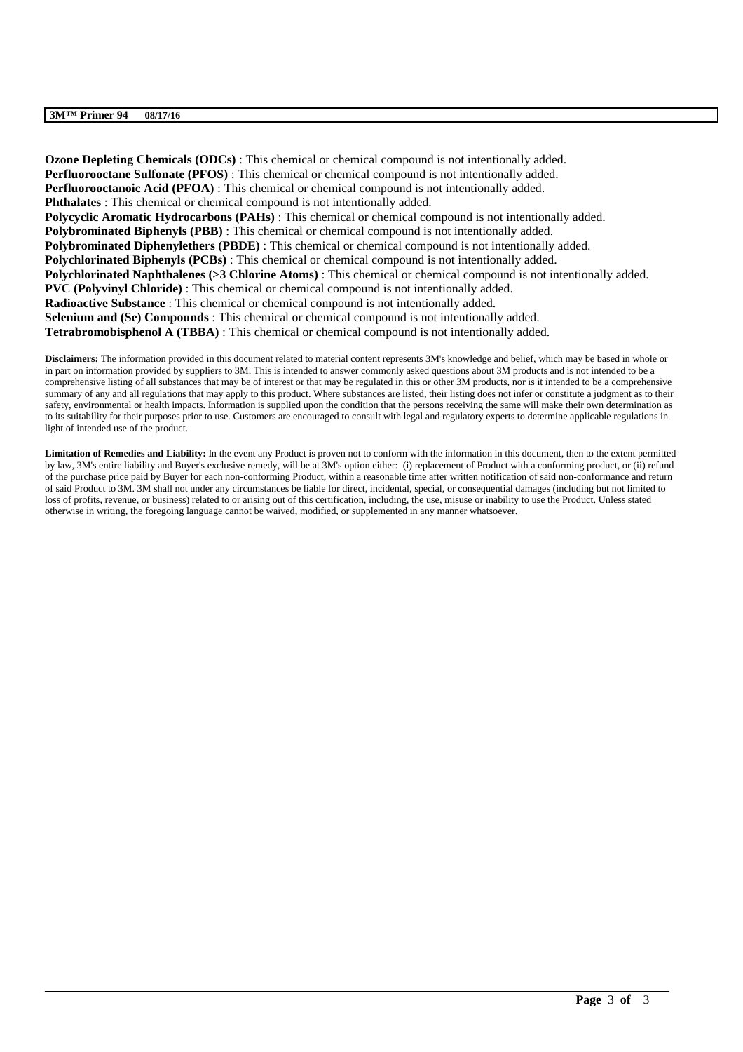**Ozone Depleting Chemicals (ODCs)** : This chemical or chemical compound is not intentionally added.
**Perfluorooctane Sulfonate (PFOS)** : This chemical or chemical compound is not intentionally added.
**Perfluorooctanoic Acid (PFOA)** : This chemical or chemical compound is not intentionally added.
**Phthalates** : This chemical or chemical compound is not intentionally added.
**Polycyclic Aromatic Hydrocarbons (PAHs)** : This chemical or chemical compound is not intentionally added.
**Polybrominated Biphenyls (PBB)** : This chemical or chemical compound is not intentionally added.
**Polybrominated Diphenylethers (PBDE)** : This chemical or chemical compound is not intentionally added.
**Polychlorinated Biphenyls (PCBs)** : This chemical or chemical compound is not intentionally added.
**Polychlorinated Naphthalenes (>3 Chlorine Atoms)** : This chemical or chemical compound is not intentionally added.
**PVC (Polyvinyl Chloride)** : This chemical or chemical compound is not intentionally added.
**Radioactive Substance** : This chemical or chemical compound is not intentionally added.
**Selenium and (Se) Compounds** : This chemical or chemical compound is not intentionally added.
**Tetrabromobisphenol A (TBBA)** : This chemical or chemical compound is not intentionally added.

**Disclaimers:** The information provided in this document related to material content represents 3M's knowledge and belief, which may be based in whole or in part on information provided by suppliers to 3M. This is intended to answer commonly asked questions about 3M products and is not intended to be a comprehensive listing of all substances that may be of interest or that may be regulated in this or other 3M products, nor is it intended to be a comprehensive summary of any and all regulations that may apply to this product. Where substances are listed, their listing does not infer or constitute a judgment as to their safety, environmental or health impacts. Information is supplied upon the condition that the persons receiving the same will make their own determination as to its suitability for their purposes prior to use. Customers are encouraged to consult with legal and regulatory experts to determine applicable regulations in light of intended use of the product.

**Limitation of Remedies and Liability:** In the event any Product is proven not to conform with the information in this document, then to the extent permitted by law, 3M's entire liability and Buyer's exclusive remedy, will be at 3M's option either: (i) replacement of Product with a conforming product, or (ii) refund of the purchase price paid by Buyer for each non-conforming Product, within a reasonable time after written notification of said non-conformance and return of said Product to 3M. 3M shall not under any circumstances be liable for direct, incidental, special, or consequential damages (including but not limited to loss of profits, revenue, or business) related to or arising out of this certification, including, the use, misuse or inability to use the Product. Unless stated otherwise in writing, the foregoing language cannot be waived, modified, or supplemented in any manner whatsoever.